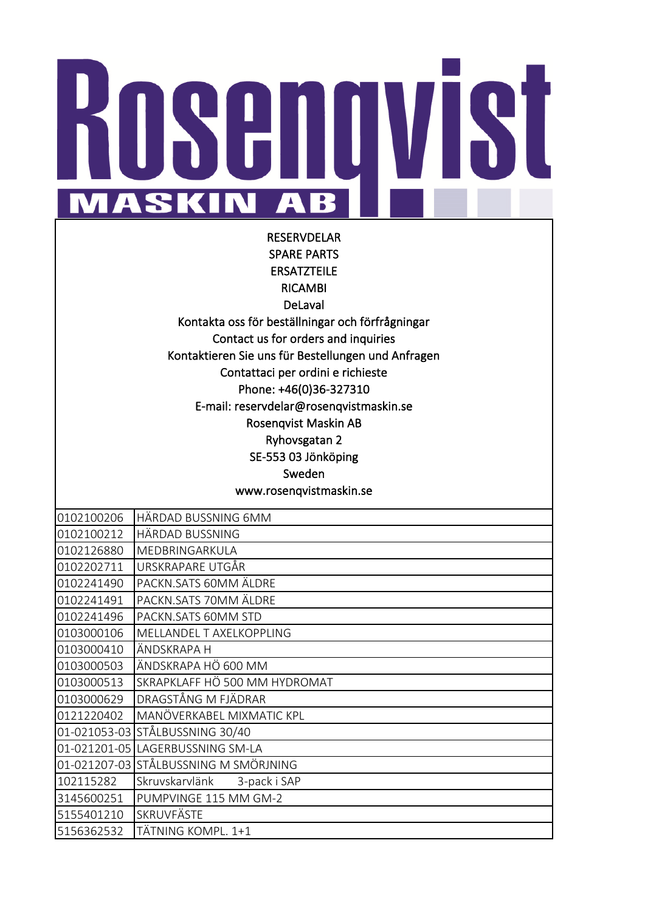# Rosenqvist MASKIN AB

RESERVDELAR
SPARE PARTS
ERSATZTEILE
RICAMBI
DeLaval
Kontakta oss för beställningar och förfrågningar
Contact us for orders and inquiries
Kontaktieren Sie uns für Bestellungen und Anfragen
Contattaci per ordini e richieste
Phone: +46(0)36-327310
E-mail: reservdelar@rosenqvistmaskin.se
Rosenqvist Maskin AB
Ryhovsgatan 2
SE-553 03 Jönköping
Sweden
www.rosenqvistmaskin.se

| | |
|---|---|
| 0102100206 | HÄRDAD BUSSNING 6MM |
| 0102100212 | HÄRDAD BUSSNING |
| 0102126880 | MEDBRINGARKULA |
| 0102202711 | URSKRAPARE UTGÅR |
| 0102241490 | PACKN.SATS 60MM ÄLDRE |
| 0102241491 | PACKN.SATS 70MM ÄLDRE |
| 0102241496 | PACKN.SATS 60MM STD |
| 0103000106 | MELLANDEL T AXELKOPPLING |
| 0103000410 | ÄNDSKRAPA H |
| 0103000503 | ÄNDSKRAPA HÖ 600 MM |
| 0103000513 | SKRAPKLAFF HÖ 500 MM HYDROMAT |
| 0103000629 | DRAGSTÅNG M FJÄDRAR |
| 0121220402 | MANÖVERKABEL MIXMATIC KPL |
| 01-021053-03 | STÅLBUSSNING 30/40 |
| 01-021201-05 | LAGERBUSSNING SM-LA |
| 01-021207-03 | STÅLBUSSNING M SMÖRJNING |
| 102115282 | Skruvskarvlänk 3-pack i SAP |
| 3145600251 | PUMPVINGE 115 MM GM-2 |
| 5155401210 | SKRUVFÄSTE |
| 5156362532 | TÄTNING KOMPL. 1+1 |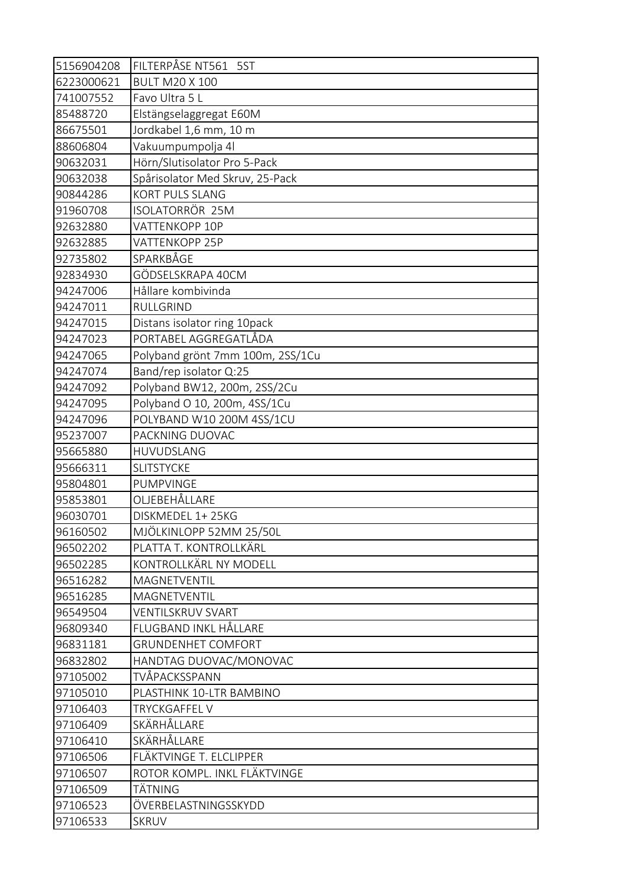| | |
|---|---|
| 5156904208 | FILTERPÅSE NT561 5ST |
| 6223000621 | BULT M20 X 100 |
| 741007552 | Favo Ultra 5 L |
| 85488720 | Elstängselaggregat E60M |
| 86675501 | Jordkabel 1,6 mm, 10 m |
| 88606804 | Vakuumpumpolja 4l |
| 90632031 | Hörn/Slutisolator Pro 5-Pack |
| 90632038 | Spårisolator Med Skruv, 25-Pack |
| 90844286 | KORT PULS SLANG |
| 91960708 | ISOLATORRÖR 25M |
| 92632880 | VATTENKOPP 10P |
| 92632885 | VATTENKOPP 25P |
| 92735802 | SPARKBÅGE |
| 92834930 | GÖDSELSKRAPA 40CM |
| 94247006 | Hållare kombivinda |
| 94247011 | RULLGRIND |
| 94247015 | Distans isolator ring 10pack |
| 94247023 | PORTABEL AGGREGATLÅDA |
| 94247065 | Polyband grönt 7mm 100m, 2SS/1Cu |
| 94247074 | Band/rep isolator Q:25 |
| 94247092 | Polyband BW12, 200m, 2SS/2Cu |
| 94247095 | Polyband O 10, 200m, 4SS/1Cu |
| 94247096 | POLYBAND W10 200M 4SS/1CU |
| 95237007 | PACKNING DUOVAC |
| 95665880 | HUVUDSLANG |
| 95666311 | SLITSTYCKE |
| 95804801 | PUMPVINGE |
| 95853801 | OLJEBEHÅLLARE |
| 96030701 | DISKMEDEL 1+ 25KG |
| 96160502 | MJÖLKINLOPP 52MM 25/50L |
| 96502202 | PLATTA T. KONTROLLKÄRL |
| 96502285 | KONTROLLKÄRL NY MODELL |
| 96516282 | MAGNETVENTIL |
| 96516285 | MAGNETVENTIL |
| 96549504 | VENTILSKRUV SVART |
| 96809340 | FLUGBAND INKL HÅLLARE |
| 96831181 | GRUNDENHET COMFORT |
| 96832802 | HANDTAG DUOVAC/MONOVAC |
| 97105002 | TVÅPACKSSPANN |
| 97105010 | PLASTHINK 10-LTR BAMBINO |
| 97106403 | TRYCKGAFFEL V |
| 97106409 | SKÄRHÅLLARE |
| 97106410 | SKÄRHÅLLARE |
| 97106506 | FLÄKTVINGE T. ELCLIPPER |
| 97106507 | ROTOR KOMPL. INKL FLÄKTVINGE |
| 97106509 | TÄTNING |
| 97106523 | ÖVERBELASTNINGSSKYDD |
| 97106533 | SKRUV |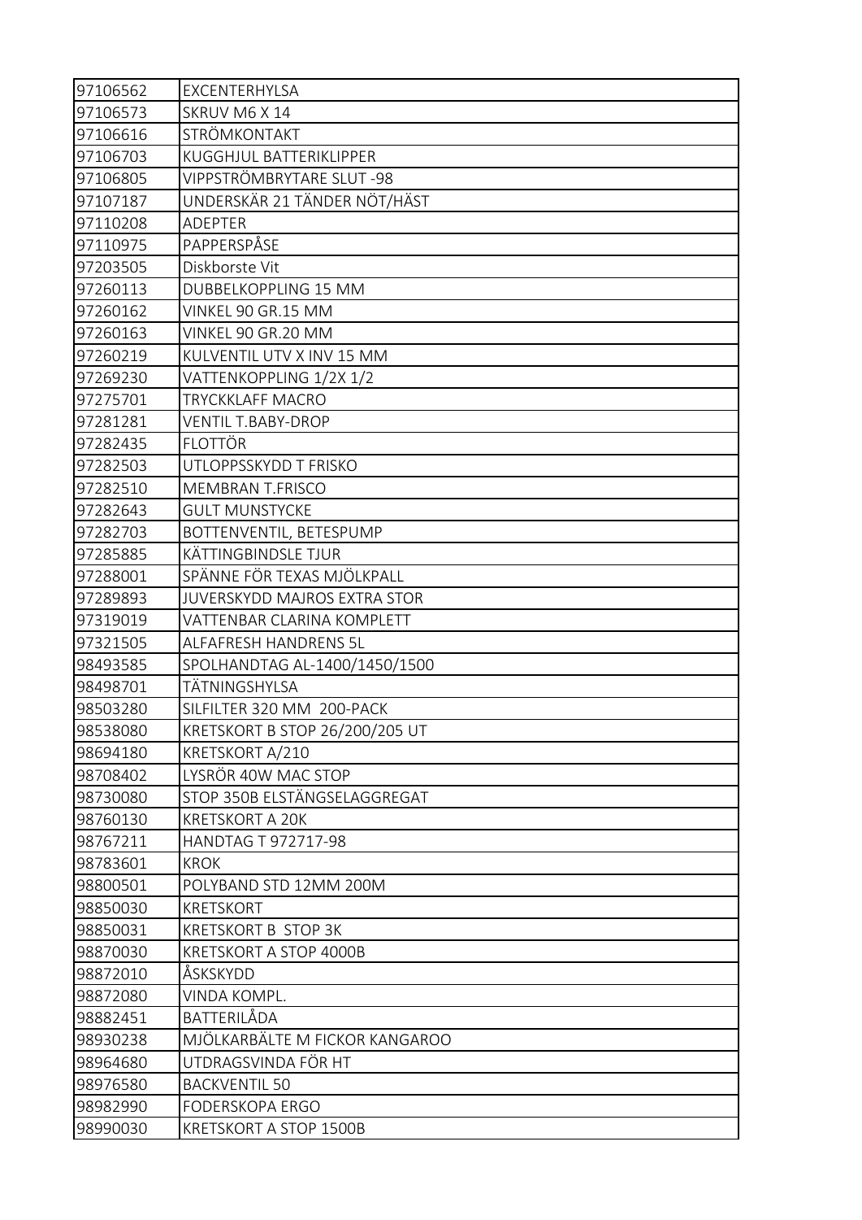| | |
|---|---|
| 97106562 | EXCENTERHYLSA |
| 97106573 | SKRUV M6 X 14 |
| 97106616 | STRÖMKONTAKT |
| 97106703 | KUGGHJUL BATTERIKLIPPER |
| 97106805 | VIPPSTRÖMBRYTARE SLUT -98 |
| 97107187 | UNDERSKÄR 21 TÄNDER NÖT/HÄST |
| 97110208 | ADEPTER |
| 97110975 | PAPPERSPÅSE |
| 97203505 | Diskborste Vit |
| 97260113 | DUBBELKOPPLING 15 MM |
| 97260162 | VINKEL 90 GR.15 MM |
| 97260163 | VINKEL 90 GR.20 MM |
| 97260219 | KULVENTIL UTV X INV 15 MM |
| 97269230 | VATTENKOPPLING 1/2X 1/2 |
| 97275701 | TRYCKKLAFF MACRO |
| 97281281 | VENTIL T.BABY-DROP |
| 97282435 | FLOTTÖR |
| 97282503 | UTLOPPSSKYDD T FRISKO |
| 97282510 | MEMBRAN T.FRISCO |
| 97282643 | GULT MUNSTYCKE |
| 97282703 | BOTTENVENTIL, BETESPUMP |
| 97285885 | KÄTTINGBINDSLE TJUR |
| 97288001 | SPÄNNE FÖR TEXAS MJÖLKPALL |
| 97289893 | JUVERSKYDD MAJROS EXTRA STOR |
| 97319019 | VATTENBAR CLARINA KOMPLETT |
| 97321505 | ALFAFRESH HANDRENS 5L |
| 98493585 | SPOLHANDTAG AL-1400/1450/1500 |
| 98498701 | TÄTNINGSHYLSA |
| 98503280 | SILFILTER 320 MM 200-PACK |
| 98538080 | KRETSKORT B STOP 26/200/205 UT |
| 98694180 | KRETSKORT A/210 |
| 98708402 | LYSRÖR 40W MAC STOP |
| 98730080 | STOP 350B ELSTÄNGSELAGGREGAT |
| 98760130 | KRETSKORT A 20K |
| 98767211 | HANDTAG T 972717-98 |
| 98783601 | KROK |
| 98800501 | POLYBAND STD 12MM 200M |
| 98850030 | KRETSKORT |
| 98850031 | KRETSKORT B STOP 3K |
| 98870030 | KRETSKORT A STOP 4000B |
| 98872010 | ÅSKSKYDD |
| 98872080 | VINDA KOMPL. |
| 98882451 | BATTERILÅDA |
| 98930238 | MJÖLKARBÄLTE M FICKOR KANGAROO |
| 98964680 | UTDRAGSVINDA FÖR HT |
| 98976580 | BACKVENTIL 50 |
| 98982990 | FODERSKOPA ERGO |
| 98990030 | KRETSKORT A STOP 1500B |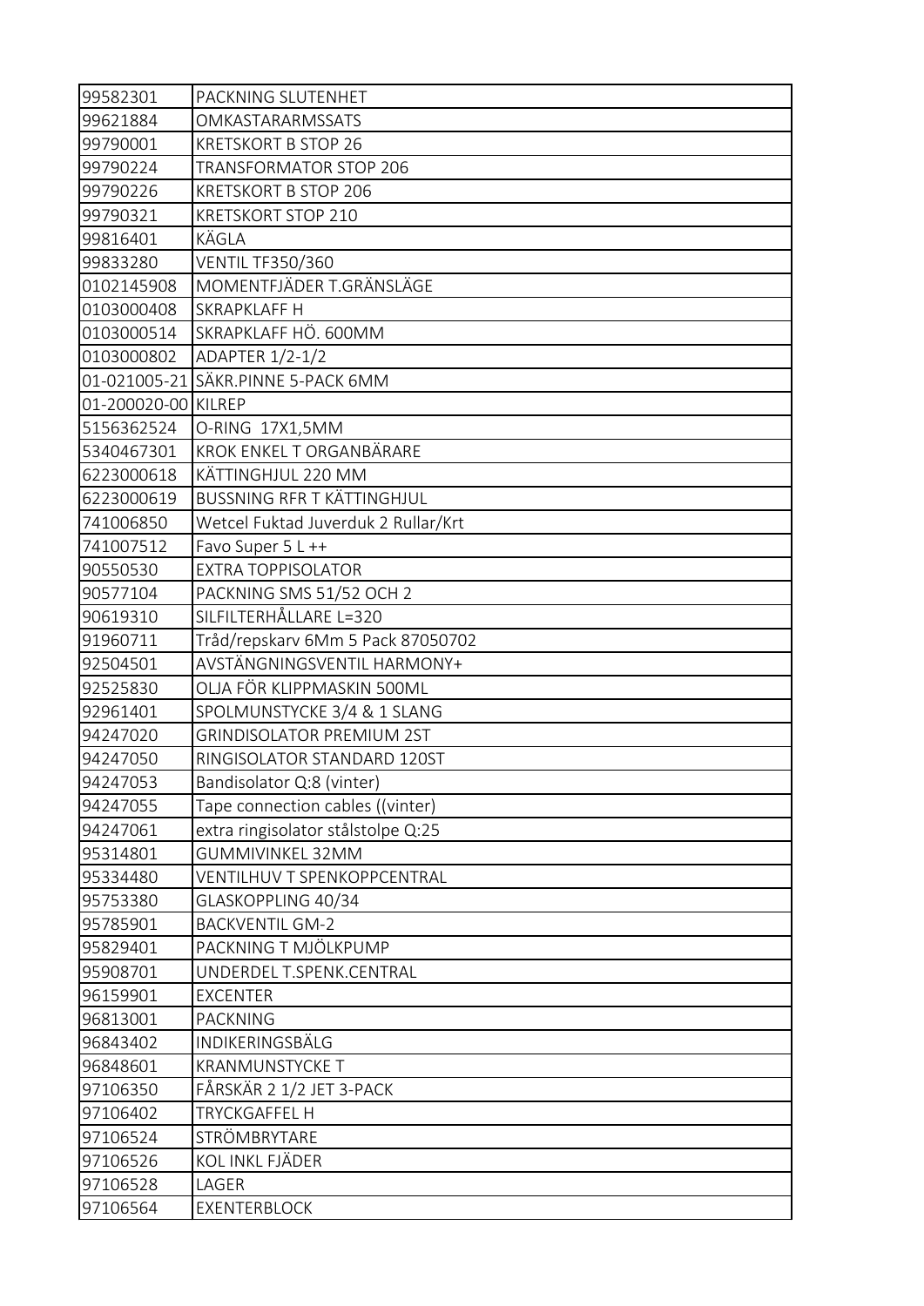| 99582301 | PACKNING SLUTENHET |
|---|---|
| 99621884 | OMKASTARARMSSATS |
| 99790001 | KRETSKORT B STOP 26 |
| 99790224 | TRANSFORMATOR STOP 206 |
| 99790226 | KRETSKORT B STOP 206 |
| 99790321 | KRETSKORT STOP 210 |
| 99816401 | KÄGLA |
| 99833280 | VENTIL TF350/360 |
| 0102145908 | MOMENTFJÄDER T.GRÄNSLÄGE |
| 0103000408 | SKRAPKLAFF H |
| 0103000514 | SKRAPKLAFF HÖ. 600MM |
| 0103000802 | ADAPTER 1/2-1/2 |
| 01-021005-21 | SÄKR.PINNE 5-PACK 6MM |
| 01-200020-00 | KILREP |
| 5156362524 | O-RING 17X1,5MM |
| 5340467301 | KROK ENKEL T ORGANBÄRARE |
| 6223000618 | KÄTTINGHJUL 220 MM |
| 6223000619 | BUSSNING RFR T KÄTTINGHJUL |
| 741006850 | Wetcel Fuktad Juverduk 2 Rullar/Krt |
| 741007512 | Favo Super 5 L ++ |
| 90550530 | EXTRA TOPPISOLATOR |
| 90577104 | PACKNING SMS 51/52 OCH 2 |
| 90619310 | SILFILTERHÅLLARE L=320 |
| 91960711 | Tråd/repskarv 6Mm 5 Pack 87050702 |
| 92504501 | AVSTÄNGNINGSVENTIL HARMONY+ |
| 92525830 | OLJA FÖR KLIPPMASKIN 500ML |
| 92961401 | SPOLMUNSTYCKE 3/4 & 1 SLANG |
| 94247020 | GRINDISOLATOR PREMIUM 2ST |
| 94247050 | RINGISOLATOR STANDARD 120ST |
| 94247053 | Bandisolator Q:8 (vinter) |
| 94247055 | Tape connection cables ((vinter) |
| 94247061 | extra ringisolator stålstolpe Q:25 |
| 95314801 | GUMMIVINKEL 32MM |
| 95334480 | VENTILHUV T SPENKOPPCENTRAL |
| 95753380 | GLASKOPPLING 40/34 |
| 95785901 | BACKVENTIL GM-2 |
| 95829401 | PACKNING T MJÖLKPUMP |
| 95908701 | UNDERDEL T.SPENK.CENTRAL |
| 96159901 | EXCENTER |
| 96813001 | PACKNING |
| 96843402 | INDIKERINGSBÄLG |
| 96848601 | KRANMUNSTYCKE T |
| 97106350 | FÅRSKÄR 2 1/2 JET 3-PACK |
| 97106402 | TRYCKGAFFEL H |
| 97106524 | STRÖMBRYTARE |
| 97106526 | KOL INKL FJÄDER |
| 97106528 | LAGER |
| 97106564 | EXENTERBLOCK |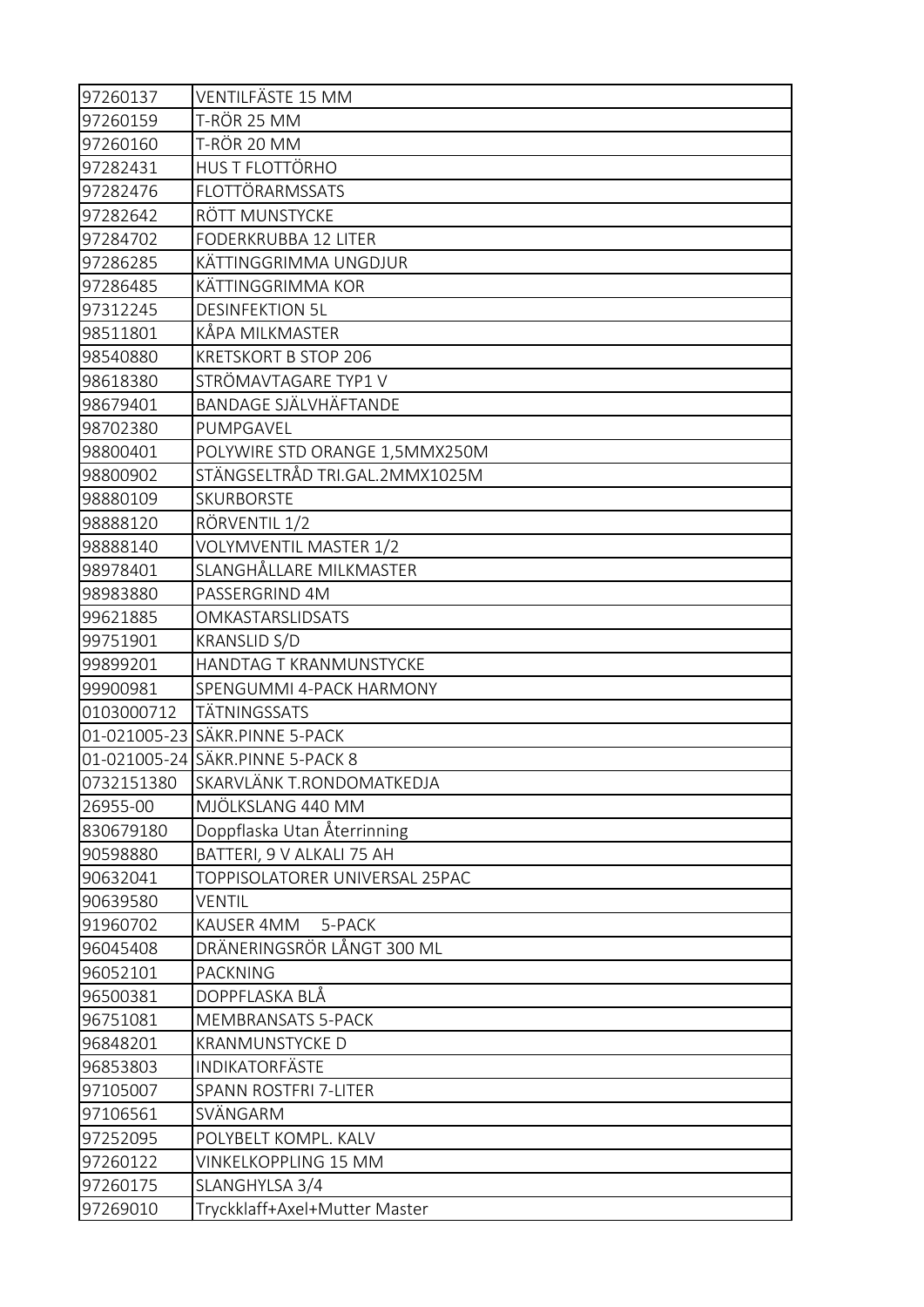| | |
|---|---|
| 97260137 | VENTILFÄSTE 15 MM |
| 97260159 | T-RÖR 25 MM |
| 97260160 | T-RÖR 20 MM |
| 97282431 | HUS T FLOTTÖRHO |
| 97282476 | FLOTTÖRARMSSATS |
| 97282642 | RÖTT MUNSTYCKE |
| 97284702 | FODERKRUBBA 12 LITER |
| 97286285 | KÄTTINGGRIMMA UNGDJUR |
| 97286485 | KÄTTINGGRIMMA KOR |
| 97312245 | DESINFEKTION 5L |
| 98511801 | KÅPA MILKMASTER |
| 98540880 | KRETSKORT B STOP 206 |
| 98618380 | STRÖMAVTAGARE TYP1 V |
| 98679401 | BANDAGE SJÄLVHÄFTANDE |
| 98702380 | PUMPGAVEL |
| 98800401 | POLYWIRE STD ORANGE 1,5MMX250M |
| 98800902 | STÄNGSELTRÅD TRI.GAL.2MMX1025M |
| 98880109 | SKURBORSTE |
| 98888120 | RÖRVENTIL 1/2 |
| 98888140 | VOLYMVENTIL MASTER 1/2 |
| 98978401 | SLANGHÅLLARE MILKMASTER |
| 98983880 | PASSERGRIND 4M |
| 99621885 | OMKASTARSLIDSATS |
| 99751901 | KRANSLID S/D |
| 99899201 | HANDTAG T KRANMUNSTYCKE |
| 99900981 | SPENGUMMI 4-PACK HARMONY |
| 0103000712 | TÄTNINGSSATS |
| 01-021005-23 | SÄKR.PINNE 5-PACK |
| 01-021005-24 | SÄKR.PINNE 5-PACK 8 |
| 0732151380 | SKARVLÄNK T.RONDOMATKEDJA |
| 26955-00 | MJÖLKSLANG 440 MM |
| 830679180 | Doppflaska Utan Återrinning |
| 90598880 | BATTERI, 9 V ALKALI 75 AH |
| 90632041 | TOPPISOLATORER UNIVERSAL 25PAC |
| 90639580 | VENTIL |
| 91960702 | KAUSER 4MM 5-PACK |
| 96045408 | DRÄNERINGSRÖR LÅNGT 300 ML |
| 96052101 | PACKNING |
| 96500381 | DOPPFLASKA BLÅ |
| 96751081 | MEMBRANSATS 5-PACK |
| 96848201 | KRANMUNSTYCKE D |
| 96853803 | INDIKATORFÄSTE |
| 97105007 | SPANN ROSTFRI 7-LITER |
| 97106561 | SVÄNGARM |
| 97252095 | POLYBELT KOMPL. KALV |
| 97260122 | VINKELKOPPLING 15 MM |
| 97260175 | SLANGHYLSA 3/4 |
| 97269010 | Tryckklaff+Axel+Mutter Master |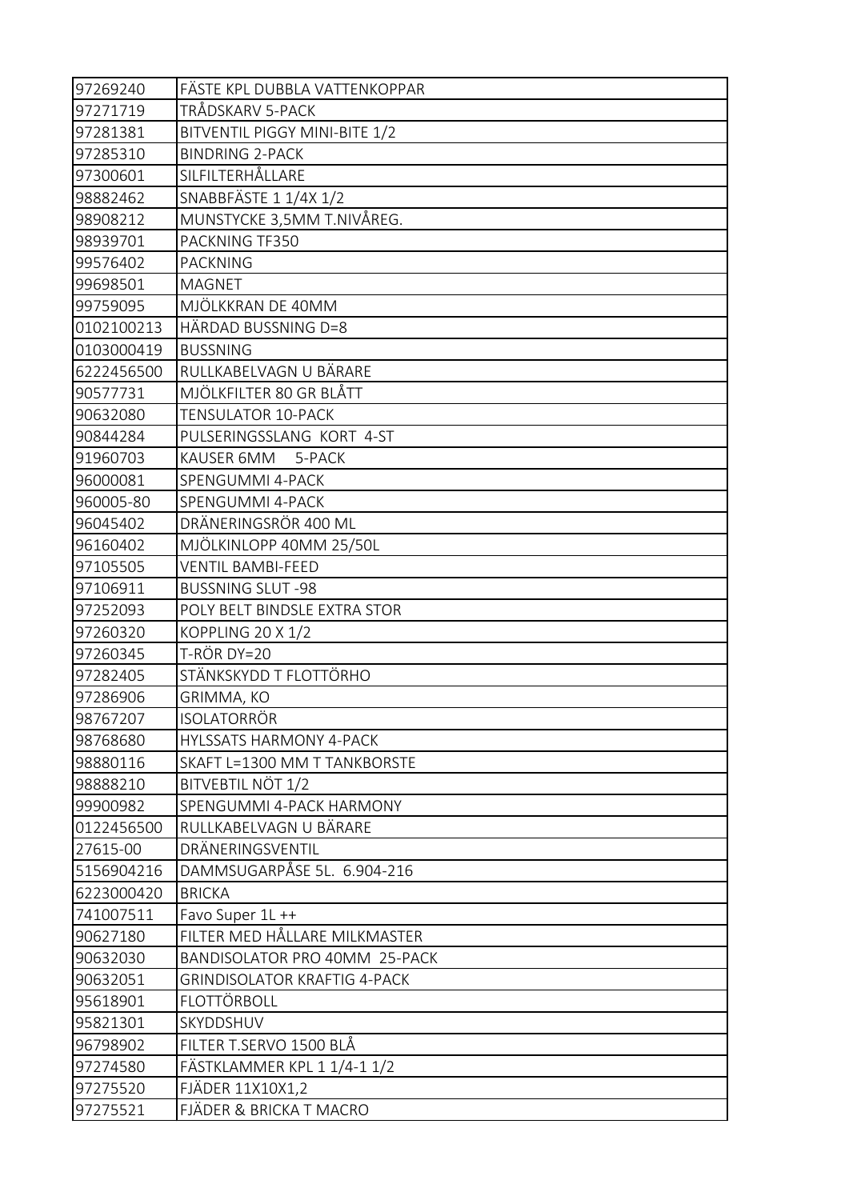| | |
|---|---|
| 97269240 | FÄSTE KPL DUBBLA VATTENKOPPAR |
| 97271719 | TRÅDSKARV 5-PACK |
| 97281381 | BITVENTIL PIGGY MINI-BITE 1/2 |
| 97285310 | BINDRING 2-PACK |
| 97300601 | SILFILTERHÅLLARE |
| 98882462 | SNABBFÄSTE 1 1/4X 1/2 |
| 98908212 | MUNSTYCKE 3,5MM T.NIVÅREG. |
| 98939701 | PACKNING TF350 |
| 99576402 | PACKNING |
| 99698501 | MAGNET |
| 99759095 | MJÖLKKRAN DE 40MM |
| 0102100213 | HÄRDAD BUSSNING D=8 |
| 0103000419 | BUSSNING |
| 6222456500 | RULLKABELVAGN U BÄRARE |
| 90577731 | MJÖLKFILTER 80 GR BLÅTT |
| 90632080 | TENSULATOR 10-PACK |
| 90844284 | PULSERINGSSLANG KORT 4-ST |
| 91960703 | KAUSER 6MM 5-PACK |
| 96000081 | SPENGUMMI 4-PACK |
| 960005-80 | SPENGUMMI 4-PACK |
| 96045402 | DRÄNERINGSRÖR 400 ML |
| 96160402 | MJÖLKINLOPP 40MM 25/50L |
| 97105505 | VENTIL BAMBI-FEED |
| 97106911 | BUSSNING SLUT -98 |
| 97252093 | POLY BELT BINDSLE EXTRA STOR |
| 97260320 | KOPPLING 20 X 1/2 |
| 97260345 | T-RÖR DY=20 |
| 97282405 | STÄNKSKYDD T FLOTTÖRHO |
| 97286906 | GRIMMA, KO |
| 98767207 | ISOLATORRÖR |
| 98768680 | HYLSSATS HARMONY 4-PACK |
| 98880116 | SKAFT L=1300 MM T TANKBORSTE |
| 98888210 | BITVEBTIL NÖT 1/2 |
| 99900982 | SPENGUMMI 4-PACK HARMONY |
| 0122456500 | RULLKABELVAGN U BÄRARE |
| 27615-00 | DRÄNERINGSVENTIL |
| 5156904216 | DAMMSUGARPÅSE 5L. 6.904-216 |
| 6223000420 | BRICKA |
| 741007511 | Favo Super 1L ++ |
| 90627180 | FILTER MED HÅLLARE MILKMASTER |
| 90632030 | BANDISOLATOR PRO 40MM 25-PACK |
| 90632051 | GRINDISOLATOR KRAFTIG 4-PACK |
| 95618901 | FLOTTÖRBOLL |
| 95821301 | SKYDDSHUV |
| 96798902 | FILTER T.SERVO 1500 BLÅ |
| 97274580 | FÄSTKLAMMER KPL 1 1/4-1 1/2 |
| 97275520 | FJÄDER 11X10X1,2 |
| 97275521 | FJÄDER & BRICKA T MACRO |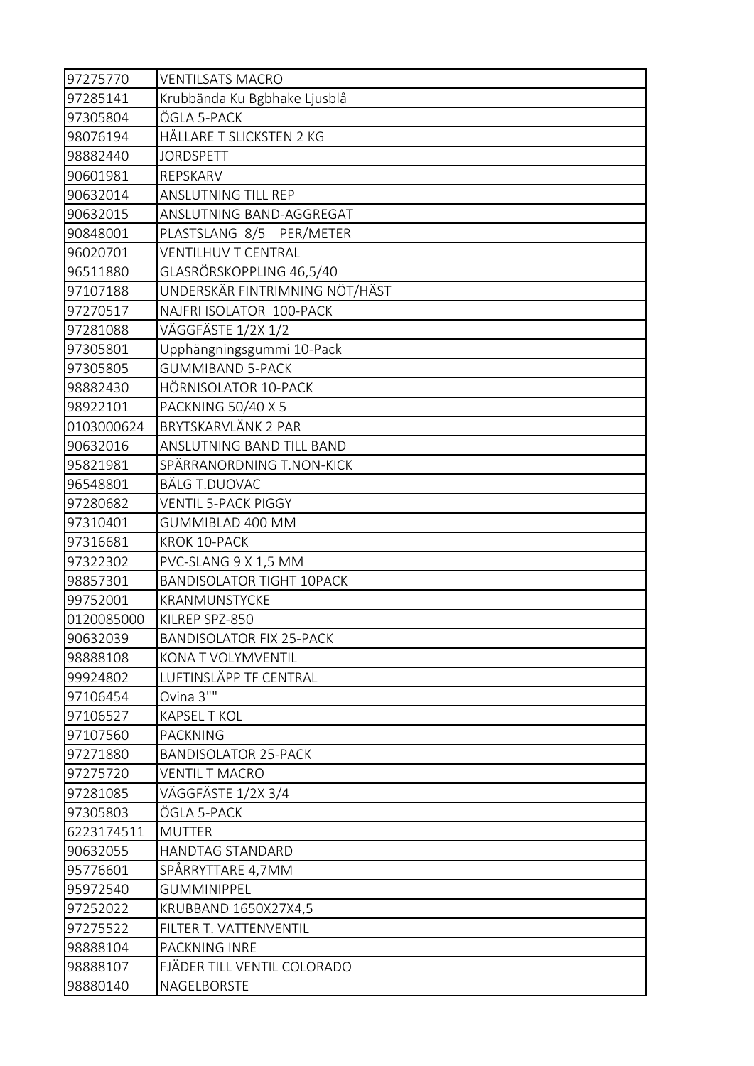| 97275770 | VENTILSATS MACRO |
|---|---|
| 97285141 | Krubbända Ku Bgbhake Ljusblå |
| 97305804 | ÖGLA 5-PACK |
| 98076194 | HÅLLARE T SLICKSTEN 2 KG |
| 98882440 | JORDSPETT |
| 90601981 | REPSKARV |
| 90632014 | ANSLUTNING TILL REP |
| 90632015 | ANSLUTNING BAND-AGGREGAT |
| 90848001 | PLASTSLANG 8/5 PER/METER |
| 96020701 | VENTILHUV T CENTRAL |
| 96511880 | GLASRÖRSKOPPLING 46,5/40 |
| 97107188 | UNDERSKÄR FINTRIMNING NÖT/HÄST |
| 97270517 | NAJFRI ISOLATOR 100-PACK |
| 97281088 | VÄGGFÄSTE 1/2X 1/2 |
| 97305801 | Upphängningsgummi 10-Pack |
| 97305805 | GUMMIBAND 5-PACK |
| 98882430 | HÖRNISOLATOR 10-PACK |
| 98922101 | PACKNING 50/40 X 5 |
| 0103000624 | BRYTSKARVLÄNK 2 PAR |
| 90632016 | ANSLUTNING BAND TILL BAND |
| 95821981 | SPÄRRANORDNING T.NON-KICK |
| 96548801 | BÄLG T.DUOVAC |
| 97280682 | VENTIL 5-PACK PIGGY |
| 97310401 | GUMMIBLAD 400 MM |
| 97316681 | KROK 10-PACK |
| 97322302 | PVC-SLANG 9 X 1,5 MM |
| 98857301 | BANDISOLATOR TIGHT 10PACK |
| 99752001 | KRANMUNSTYCKE |
| 0120085000 | KILREP SPZ-850 |
| 90632039 | BANDISOLATOR FIX 25-PACK |
| 98888108 | KONA T VOLYMVENTIL |
| 99924802 | LUFTINSLÄPP TF CENTRAL |
| 97106454 | Ovina 3"" |
| 97106527 | KAPSEL T KOL |
| 97107560 | PACKNING |
| 97271880 | BANDISOLATOR 25-PACK |
| 97275720 | VENTIL T MACRO |
| 97281085 | VÄGGFÄSTE 1/2X 3/4 |
| 97305803 | ÖGLA 5-PACK |
| 6223174511 | MUTTER |
| 90632055 | HANDTAG STANDARD |
| 95776601 | SPÅRRYTTARE 4,7MM |
| 95972540 | GUMMINIPPEL |
| 97252022 | KRUBBAND 1650X27X4,5 |
| 97275522 | FILTER T. VATTENVENTIL |
| 98888104 | PACKNING INRE |
| 98888107 | FJÄDER TILL VENTIL COLORADO |
| 98880140 | NAGELBORSTE |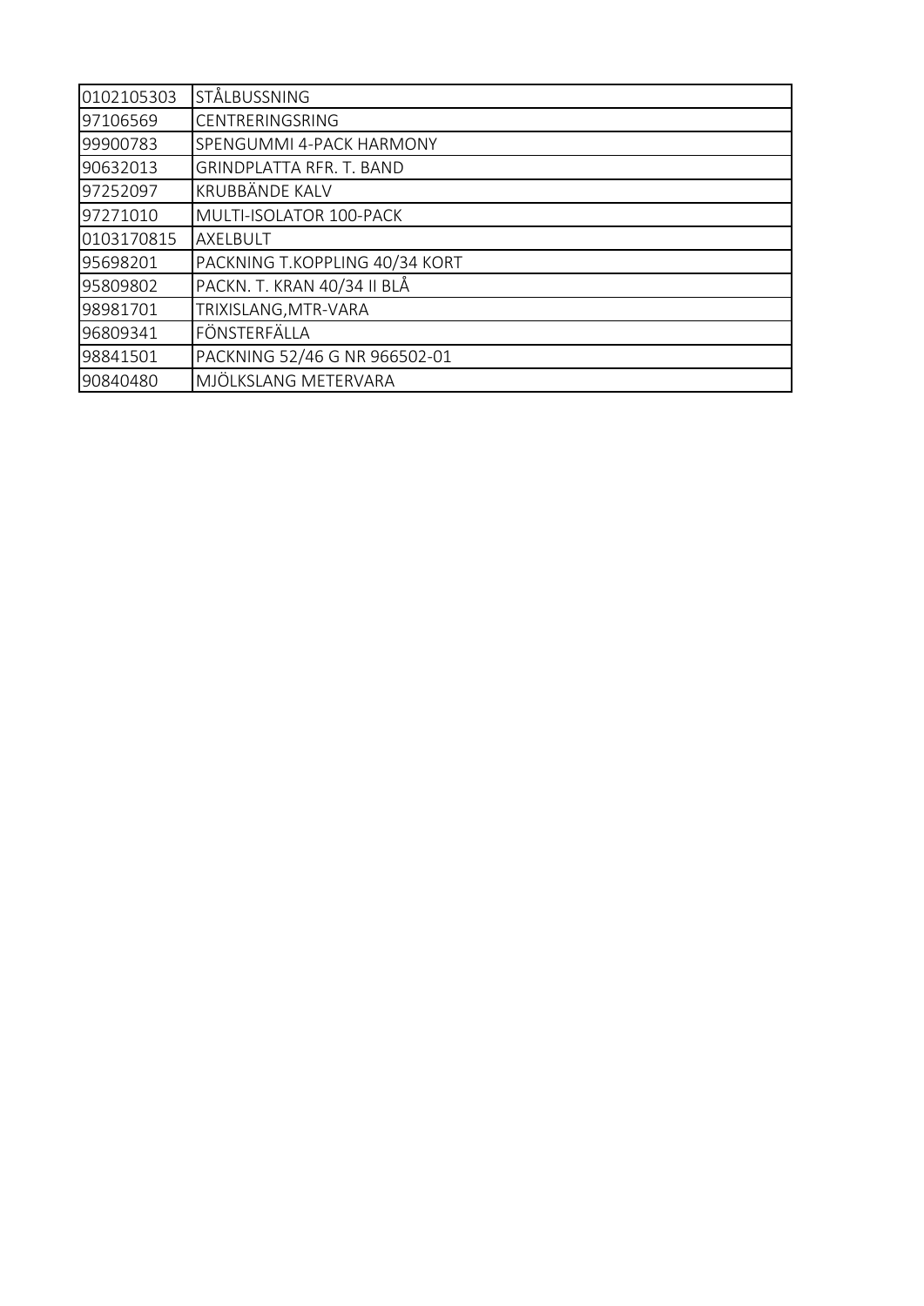| | |
|---|---|
| 0102105303 | STÅLBUSSNING |
| 97106569 | CENTRERINGSRING |
| 99900783 | SPENGUMMI 4-PACK HARMONY |
| 90632013 | GRINDPLATTA RFR. T. BAND |
| 97252097 | KRUBBÄNDE KALV |
| 97271010 | MULTI-ISOLATOR 100-PACK |
| 0103170815 | AXELBULT |
| 95698201 | PACKNING T.KOPPLING 40/34 KORT |
| 95809802 | PACKN. T. KRAN 40/34 II BLÅ |
| 98981701 | TRIXISLANG,MTR-VARA |
| 96809341 | FÖNSTERFÄLLA |
| 98841501 | PACKNING 52/46 G NR 966502-01 |
| 90840480 | MJÖLKSLANG METERVARA |